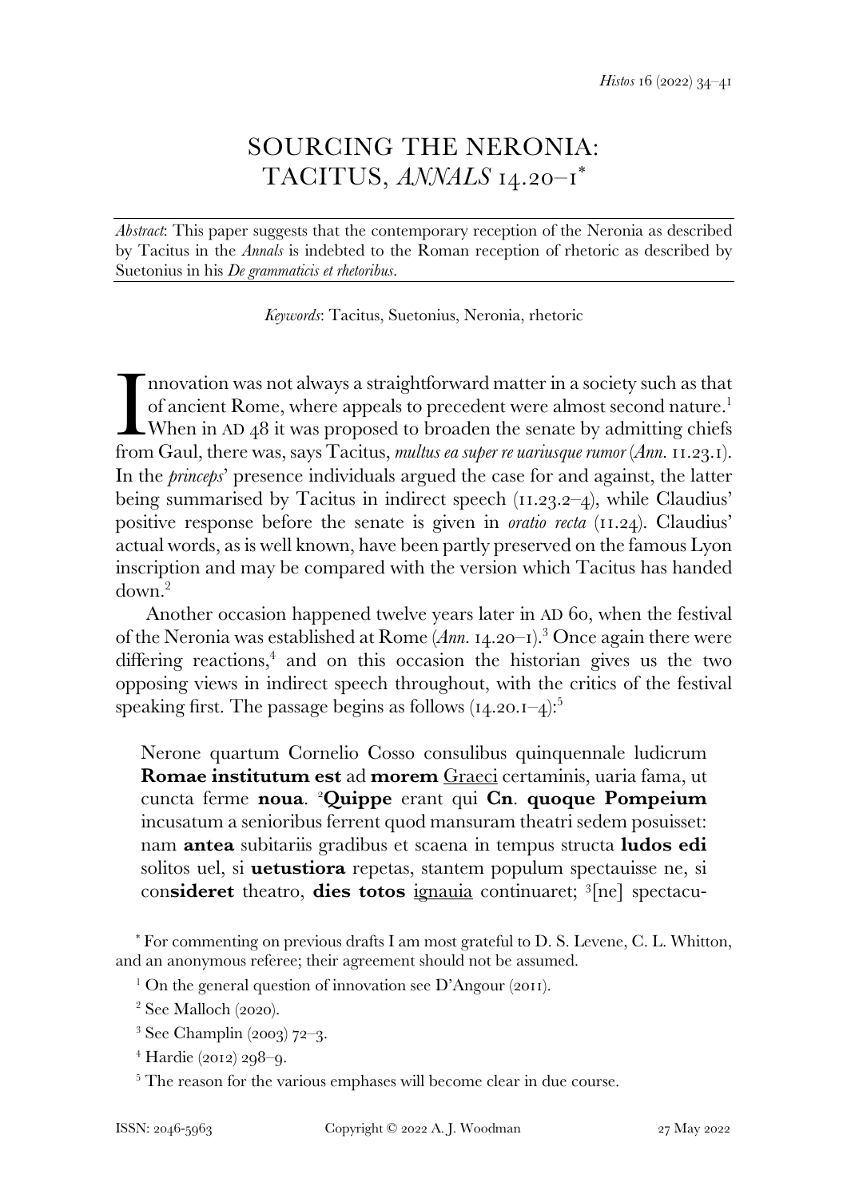# SOURCING THE NERONIA: TACITUS, *ANNALS* 14.20–1*

*Abstract*: This paper suggests that the contemporary reception of the Neronia as described by Tacitus in the *Annals* is indebted to the Roman reception of rhetoric as described by Suetonius in his *De grammaticis et rhetoribus*.

*Keywords*: Tacitus, Suetonius, Neronia, rhetoric

Innovation was not always a straightforward matter in a society such as that of ancient Rome, where appeals to precedent were almost second nature.[1] When in AD 48 it was proposed to broaden the senate by admitting chiefs from Gaul, there was, says Tacitus, *multus ea super re uariusque rumor* (*Ann.* 11.23.1). In the *princeps*' presence individuals argued the case for and against, the latter being summarised by Tacitus in indirect speech (11.23.2–4), while Claudius' positive response before the senate is given in *oratio recta* (11.24). Claudius' actual words, as is well known, have been partly preserved on the famous Lyon inscription and may be compared with the version which Tacitus has handed down.[2]

Another occasion happened twelve years later in AD 60, when the festival of the Neronia was established at Rome (*Ann.* 14.20–1).[3] Once again there were differing reactions,[4] and on this occasion the historian gives us the two opposing views in indirect speech throughout, with the critics of the festival speaking first. The passage begins as follows (14.20.1–4):[5]

> Nerone quartum Cornelio Cosso consulibus quinquennale ludicrum **Romae institutum est** ad **morem** <u>Graeci</u> certaminis, uaria fama, ut cuncta ferme **noua**. [2]**Quippe** erant qui **Cn**. **quoque Pompeium** incusatum a senioribus ferrent quod mansuram theatri sedem posuisset: nam **antea** subitariis gradibus et scaena in tempus structa **ludos edi** solitos uel, si **uetustiora** repetas, stantem populum spectauisse ne, si con**sideret** theatro, **dies totos** <u>ignauia</u> continuaret; [3][ne] spectacu-

---

\* For commenting on previous drafts I am most grateful to D. S. Levene, C. L. Whitton, and an anonymous referee; their agreement should not be assumed.

[1] On the general question of innovation see D'Angour (2011).

[2] See Malloch (2020).

[3] See Champlin (2003) 72–3.

[4] Hardie (2012) 298–9.

[5] The reason for the various emphases will become clear in due course.

ISSN: 2046-5963 Copyright © 2022 A. J. Woodman 27 May 2022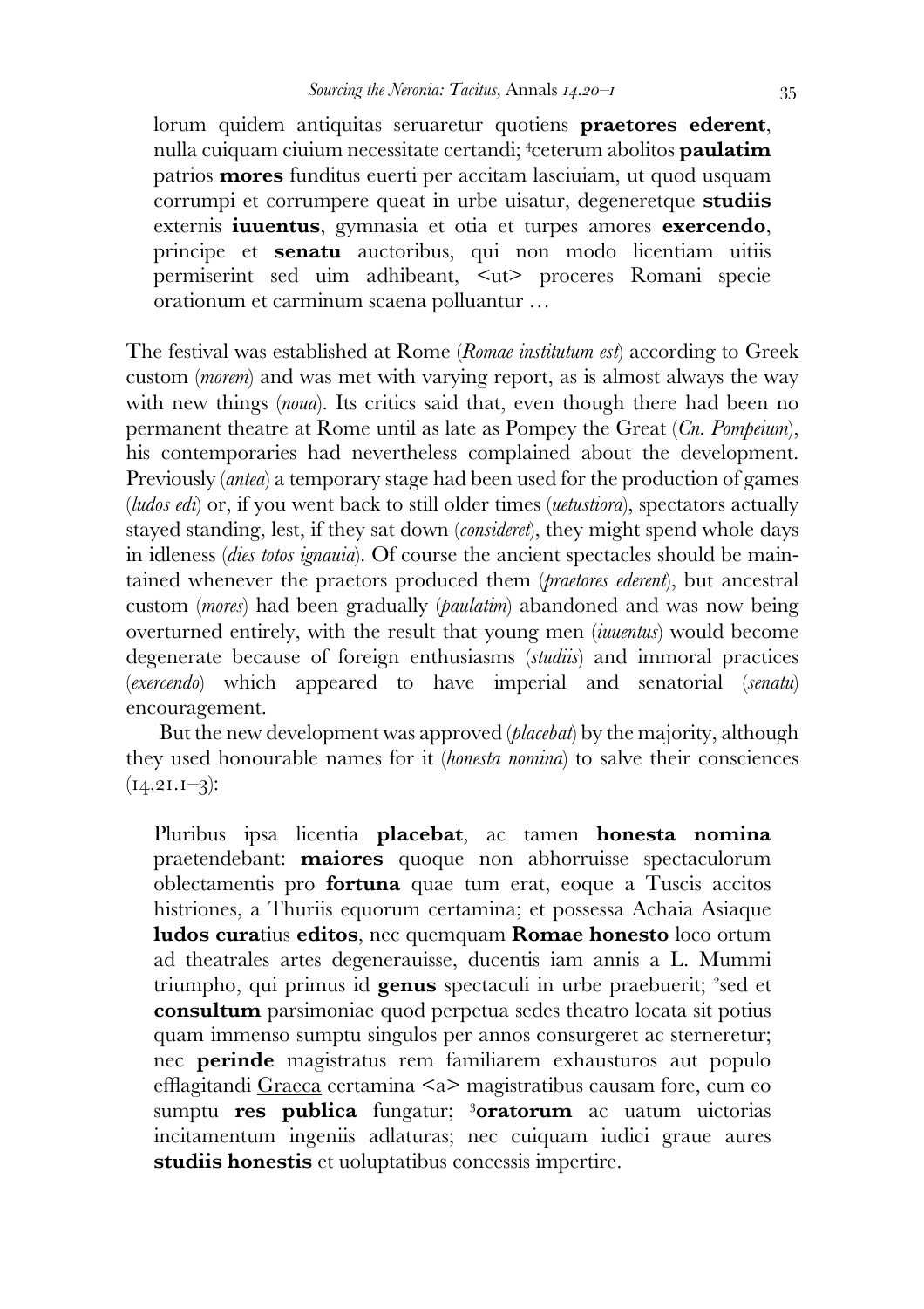lorum quidem antiquitas seruaretur quotiens **praetores ederent**, nulla cuiquam ciuium necessitate certandi; [4]ceterum abolitos **paulatim** patrios **mores** funditus euerti per accitam lasciuiam, ut quod usquam corrumpi et corrumpere queat in urbe uisatur, degeneretque **studiis** externis **iuuentus**, gymnasia et otia et turpes amores **exercendo**, principe et **senatu** auctoribus, qui non modo licentiam uitiis permiserint sed uim adhibeant, <ut> proceres Romani specie orationum et carminum scaena polluantur …

The festival was established at Rome (*Romae institutum est*) according to Greek custom (*morem*) and was met with varying report, as is almost always the way with new things (*noua*). Its critics said that, even though there had been no permanent theatre at Rome until as late as Pompey the Great (*Cn. Pompeium*), his contemporaries had nevertheless complained about the development. Previously (*antea*) a temporary stage had been used for the production of games (*ludos edi*) or, if you went back to still older times (*uetustiora*), spectators actually stayed standing, lest, if they sat down (*consideret*), they might spend whole days in idleness (*dies totos ignauia*). Of course the ancient spectacles should be maintained whenever the praetors produced them (*praetores ederent*), but ancestral custom (*mores*) had been gradually (*paulatim*) abandoned and was now being overturned entirely, with the result that young men (*iuuentus*) would become degenerate because of foreign enthusiasms (*studiis*) and immoral practices (*exercendo*) which appeared to have imperial and senatorial (*senatu*) encouragement.

But the new development was approved (*placebat*) by the majority, although they used honourable names for it (*honesta nomina*) to salve their consciences (14.21.1–3):

Pluribus ipsa licentia **placebat**, ac tamen **honesta nomina** praetendebant: **maiores** quoque non abhorruisse spectaculorum oblectamentis pro **fortuna** quae tum erat, eoque a Tuscis accitos histriones, a Thuriis equorum certamina; et possessa Achaia Asiaque **ludos cura**tius **editos**, nec quemquam **Romae honesto** loco ortum ad theatrales artes degenerauisse, ducentis iam annis a L. Mummi triumpho, qui primus id **genus** spectaculi in urbe praebuerit; [2]sed et **consultum** parsimoniae quod perpetua sedes theatro locata sit potius quam immenso sumptu singulos per annos consurgeret ac sterneretur; nec **perinde** magistratus rem familiarem exhausturos aut populo efflagitandi Graeca certamina <a> magistratibus causam fore, cum eo sumptu **res publica** fungatur; [3]**oratorum** ac uatum uictorias incitamentum ingeniis adlaturas; nec cuiquam iudici graue aures **studiis honestis** et uoluptatibus concessis impertire.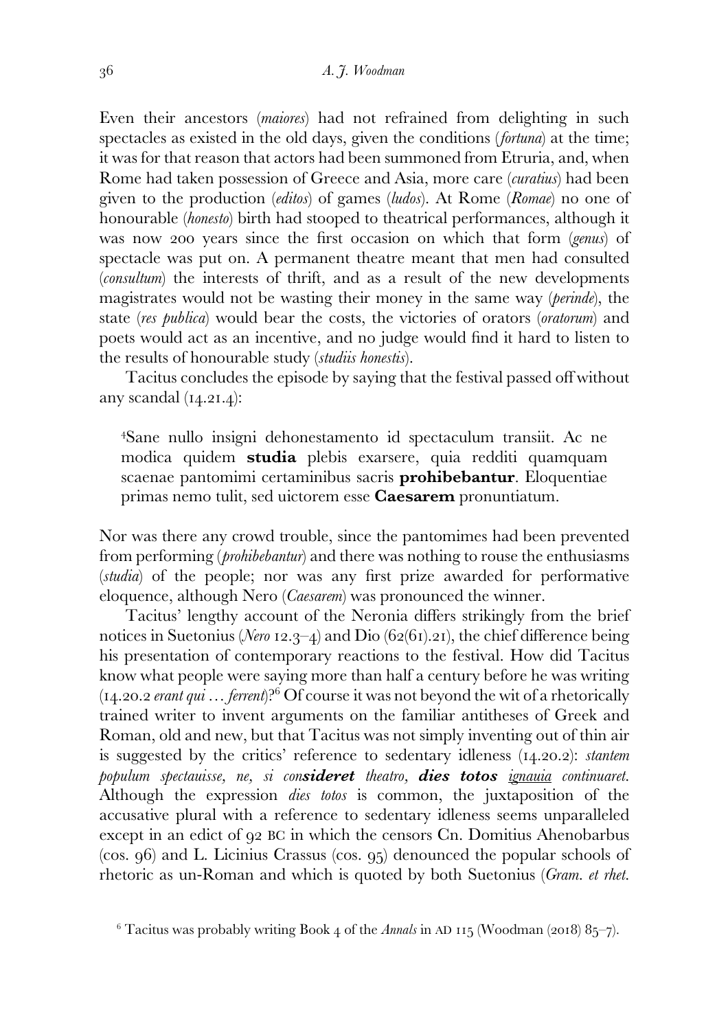Even their ancestors (*maiores*) had not refrained from delighting in such spectacles as existed in the old days, given the conditions (*fortuna*) at the time; it was for that reason that actors had been summoned from Etruria, and, when Rome had taken possession of Greece and Asia, more care (*curatius*) had been given to the production (*editos*) of games (*ludos*). At Rome (*Romae*) no one of honourable (*honesto*) birth had stooped to theatrical performances, although it was now 200 years since the first occasion on which that form (*genus*) of spectacle was put on. A permanent theatre meant that men had consulted (*consultum*) the interests of thrift, and as a result of the new developments magistrates would not be wasting their money in the same way (*perinde*), the state (*res publica*) would bear the costs, the victories of orators (*oratorum*) and poets would act as an incentive, and no judge would find it hard to listen to the results of honourable study (*studiis honestis*).

Tacitus concludes the episode by saying that the festival passed off without any scandal (14.21.4):

> [4]Sane nullo insigni dehonestamento id spectaculum transiit. Ac ne modica quidem **studia** plebis exarsere, quia redditi quamquam scaenae pantomimi certaminibus sacris **prohibebantur**. Eloquentiae primas nemo tulit, sed uictorem esse **Caesarem** pronuntiatum.

Nor was there any crowd trouble, since the pantomimes had been prevented from performing (*prohibebantur*) and there was nothing to rouse the enthusiasms (*studia*) of the people; nor was any first prize awarded for performative eloquence, although Nero (*Caesarem*) was pronounced the winner.

Tacitus' lengthy account of the Neronia differs strikingly from the brief notices in Suetonius (*Nero* 12.3–4) and Dio (62(61).21), the chief difference being his presentation of contemporary reactions to the festival. How did Tacitus know what people were saying more than half a century before he was writing (14.20.2 *erant qui … ferrent*)?[6] Of course it was not beyond the wit of a rhetorically trained writer to invent arguments on the familiar antitheses of Greek and Roman, old and new, but that Tacitus was not simply inventing out of thin air is suggested by the critics' reference to sedentary idleness (14.20.2): *stantem populum spectauisse, ne, si con**sideret** theatro, **dies totos** <u>ignauia</u> continuaret.* Although the expression *dies totos* is common, the juxtaposition of the accusative plural with a reference to sedentary idleness seems unparalleled except in an edict of 92 BC in which the censors Cn. Domitius Ahenobarbus (cos. 96) and L. Licinius Crassus (cos. 95) denounced the popular schools of rhetoric as un-Roman and which is quoted by both Suetonius (*Gram. et rhet.*

[6] Tacitus was probably writing Book 4 of the *Annals* in AD 115 (Woodman (2018) 85–7).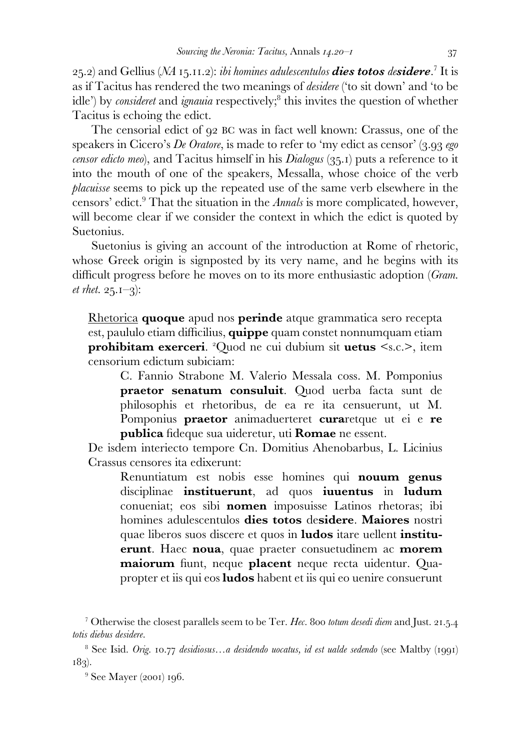25.2) and Gellius (*NA* 15.11.2): *ibi homines adulescentulos* ***dies totos*** *de****sidere***.[7] It is as if Tacitus has rendered the two meanings of *desidere* ('to sit down' and 'to be idle') by *considerет* and *ignauia* respectively;[8] this invites the question of whether Tacitus is echoing the edict.

The censorial edict of 92 BC was in fact well known: Crassus, one of the speakers in Cicero's *De Oratore*, is made to refer to 'my edict as censor' (3.93 *ego censor edicto meo*), and Tacitus himself in his *Dialogus* (35.1) puts a reference to it into the mouth of one of the speakers, Messalla, whose choice of the verb *placuisse* seems to pick up the repeated use of the same verb elsewhere in the censors' edict.[9] That the situation in the *Annals* is more complicated, however, will become clear if we consider the context in which the edict is quoted by Suetonius.

Suetonius is giving an account of the introduction at Rome of rhetoric, whose Greek origin is signposted by its very name, and he begins with its difficult progress before he moves on to its more enthusiastic adoption (*Gram. et rhet.* 25.1–3):

> <u>Rhetorica</u> **quoque** apud nos **perinde** atque grammatica sero recepta est, paululo etiam difficilius, **quippe** quam constet nonnumquam etiam **prohibitam exerceri**. [2]Quod ne cui dubium sit **uetus** <s.c.>, item censorium edictum subiciam:
>
> > C. Fannio Strabone M. Valerio Messala coss. M. Pomponius **praetor senatum consuluit**. Quod uerba facta sunt de philosophis et rhetoribus, de ea re ita censuerunt, ut M. Pomponius **praetor** animaduerteret **cura**retque ut ei e **re publica** fideque sua uideretur, uti **Romae** ne essent.
>
> De isdem interiecto tempore Cn. Domitius Ahenobarbus, L. Licinius Crassus censores ita edixerunt:
>
> > Renuntiatum est nobis esse homines qui **nouum genus** disciplinae **instituerunt**, ad quos **iuuentus** in **ludum** conueniat; eos sibi **nomen** imposuisse Latinos rhetoras; ibi homines adulescentulos **dies totos** de**sidere**. **Maiores** nostri quae liberos suos discere et quos in **ludos** itare uellent **instituerunt**. Haec **noua**, quae praeter consuetudinem ac **morem maiorum** fiunt, neque **placent** neque recta uidentur. Quapropter et iis qui eos **ludos** habent et iis qui eo uenire consuerunt

[7] Otherwise the closest parallels seem to be Ter. *Hec.* 800 *totum desedi diem* and Just. 21.5.4 *totis diebus desidere*.

[8] See Isid. *Orig.* 10.77 *desidiosus…a desidendo uocatus, id est ualde sedendo* (see Maltby (1991) 183).

[9] See Mayer (2001) 196.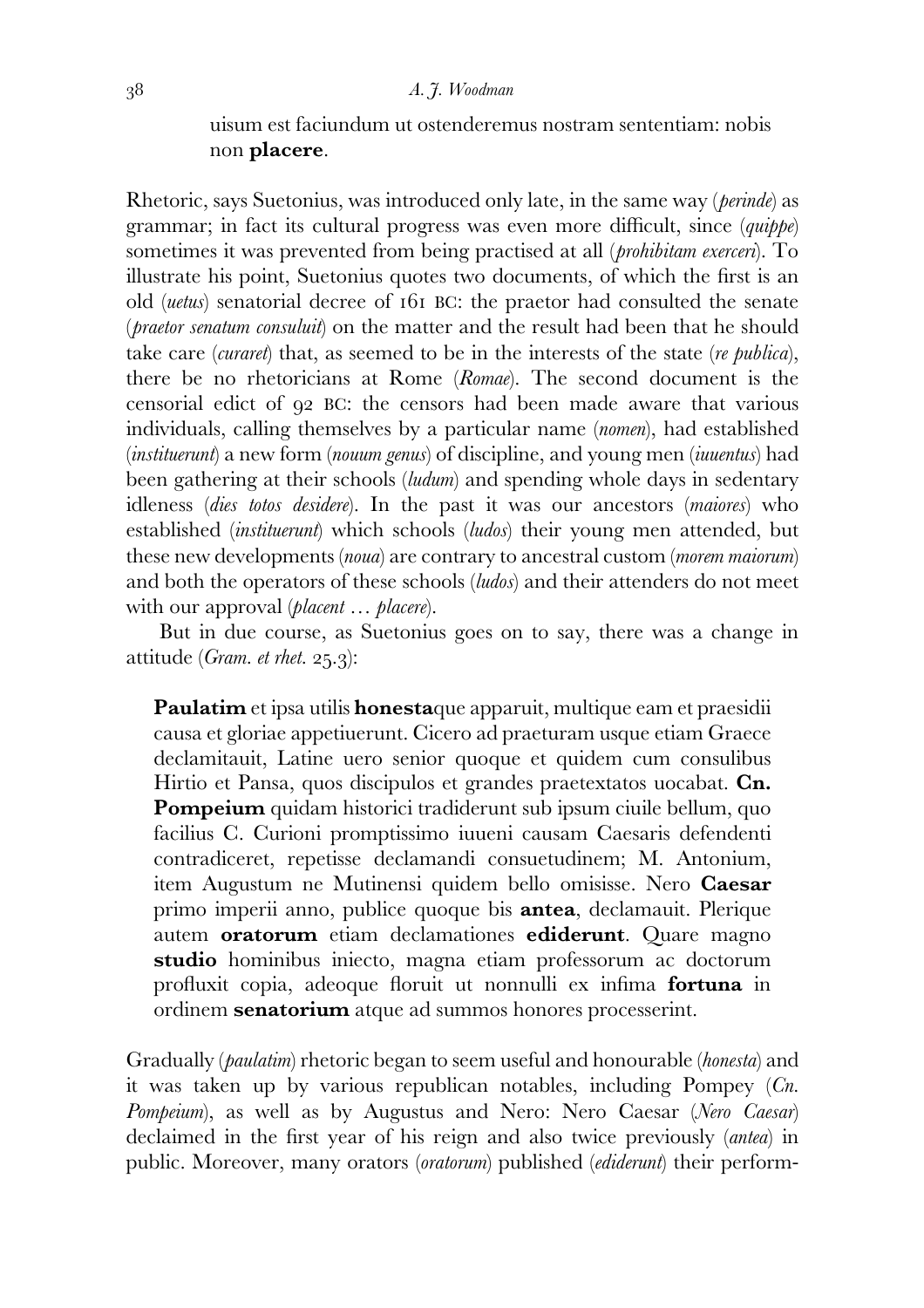uisum est faciundum ut ostenderemus nostram sententiam: nobis non **placere**.

Rhetoric, says Suetonius, was introduced only late, in the same way (*perinde*) as grammar; in fact its cultural progress was even more difficult, since (*quippe*) sometimes it was prevented from being practised at all (*prohibitam exerceri*). To illustrate his point, Suetonius quotes two documents, of which the first is an old (*uetus*) senatorial decree of 161 BC: the praetor had consulted the senate (*praetor senatum consuluit*) on the matter and the result had been that he should take care (*curaret*) that, as seemed to be in the interests of the state (*re publica*), there be no rhetoricians at Rome (*Romae*). The second document is the censorial edict of 92 BC: the censors had been made aware that various individuals, calling themselves by a particular name (*nomen*), had established (*instituerunt*) a new form (*nouum genus*) of discipline, and young men (*iuuentus*) had been gathering at their schools (*ludum*) and spending whole days in sedentary idleness (*dies totos desidere*). In the past it was our ancestors (*maiores*) who established (*instituerunt*) which schools (*ludos*) their young men attended, but these new developments (*noua*) are contrary to ancestral custom (*morem maiorum*) and both the operators of these schools (*ludos*) and their attenders do not meet with our approval (*placent* … *placere*).

But in due course, as Suetonius goes on to say, there was a change in attitude (*Gram. et rhet.* 25.3):

> **Paulatim** et ipsa utilis **honesta**que apparuit, multique eam et praesidii causa et gloriae appetiuerunt. Cicero ad praeturam usque etiam Graece declamitauit, Latine uero senior quoque et quidem cum consulibus Hirtio et Pansa, quos discipulos et grandes praetextatos uocabat. **Cn. Pompeium** quidam historici tradiderunt sub ipsum ciuile bellum, quo facilius C. Curioni promptissimo iuueni causam Caesaris defendenti contradiceret, repetisse declamandi consuetudinem; M. Antonium, item Augustum ne Mutinensi quidem bello omisisse. Nero **Caesar** primo imperii anno, publice quoque bis **antea**, declamauit. Plerique autem **oratorum** etiam declamationes **ediderunt**. Quare magno **studio** hominibus iniecto, magna etiam professorum ac doctorum profluxit copia, adeoque floruit ut nonnulli ex infima **fortuna** in ordinem **senatorium** atque ad summos honores processerint.

Gradually (*paulatim*) rhetoric began to seem useful and honourable (*honesta*) and it was taken up by various republican notables, including Pompey (*Cn. Pompeium*), as well as by Augustus and Nero: Nero Caesar (*Nero Caesar*) declaimed in the first year of his reign and also twice previously (*antea*) in public. Moreover, many orators (*oratorum*) published (*ediderunt*) their perform-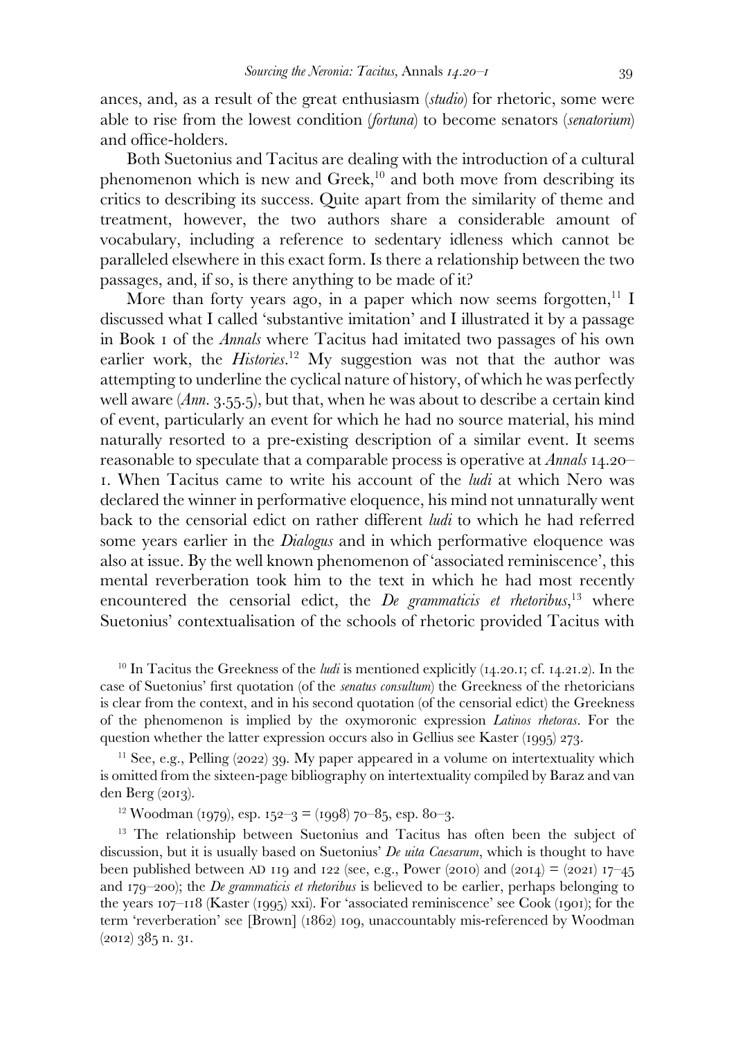ances, and, as a result of the great enthusiasm (*studio*) for rhetoric, some were able to rise from the lowest condition (*fortuna*) to become senators (*senatorium*) and office-holders.

Both Suetonius and Tacitus are dealing with the introduction of a cultural phenomenon which is new and Greek,[10] and both move from describing its critics to describing its success. Quite apart from the similarity of theme and treatment, however, the two authors share a considerable amount of vocabulary, including a reference to sedentary idleness which cannot be paralleled elsewhere in this exact form. Is there a relationship between the two passages, and, if so, is there anything to be made of it?

More than forty years ago, in a paper which now seems forgotten,[11] I discussed what I called 'substantive imitation' and I illustrated it by a passage in Book 1 of the *Annals* where Tacitus had imitated two passages of his own earlier work, the *Histories*.[12] My suggestion was not that the author was attempting to underline the cyclical nature of history, of which he was perfectly well aware (*Ann.* 3.55.5), but that, when he was about to describe a certain kind of event, particularly an event for which he had no source material, his mind naturally resorted to a pre-existing description of a similar event. It seems reasonable to speculate that a comparable process is operative at *Annals* 14.20–1. When Tacitus came to write his account of the *ludi* at which Nero was declared the winner in performative eloquence, his mind not unnaturally went back to the censorial edict on rather different *ludi* to which he had referred some years earlier in the *Dialogus* and in which performative eloquence was also at issue. By the well known phenomenon of 'associated reminiscence', this mental reverberation took him to the text in which he had most recently encountered the censorial edict, the *De grammaticis et rhetoribus*,[13] where Suetonius' contextualisation of the schools of rhetoric provided Tacitus with

[10] In Tacitus the Greekness of the *ludi* is mentioned explicitly (14.20.1; cf. 14.21.2). In the case of Suetonius' first quotation (of the *senatus consultum*) the Greekness of the rhetoricians is clear from the context, and in his second quotation (of the censorial edict) the Greekness of the phenomenon is implied by the oxymoronic expression *Latinos rhetoras*. For the question whether the latter expression occurs also in Gellius see Kaster (1995) 273.

[11] See, e.g., Pelling (2022) 39. My paper appeared in a volume on intertextuality which is omitted from the sixteen-page bibliography on intertextuality compiled by Baraz and van den Berg (2013).

[12] Woodman (1979), esp. 152–3 = (1998) 70–85, esp. 80–3.

[13] The relationship between Suetonius and Tacitus has often been the subject of discussion, but it is usually based on Suetonius' *De uita Caesarum*, which is thought to have been published between AD 119 and 122 (see, e.g., Power (2010) and (2014) = (2021) 17–45 and 179–200); the *De grammaticis et rhetoribus* is believed to be earlier, perhaps belonging to the years 107–118 (Kaster (1995) xxi). For 'associated reminiscence' see Cook (1901); for the term 'reverberation' see [Brown] (1862) 109, unaccountably mis-referenced by Woodman (2012) 385 n. 31.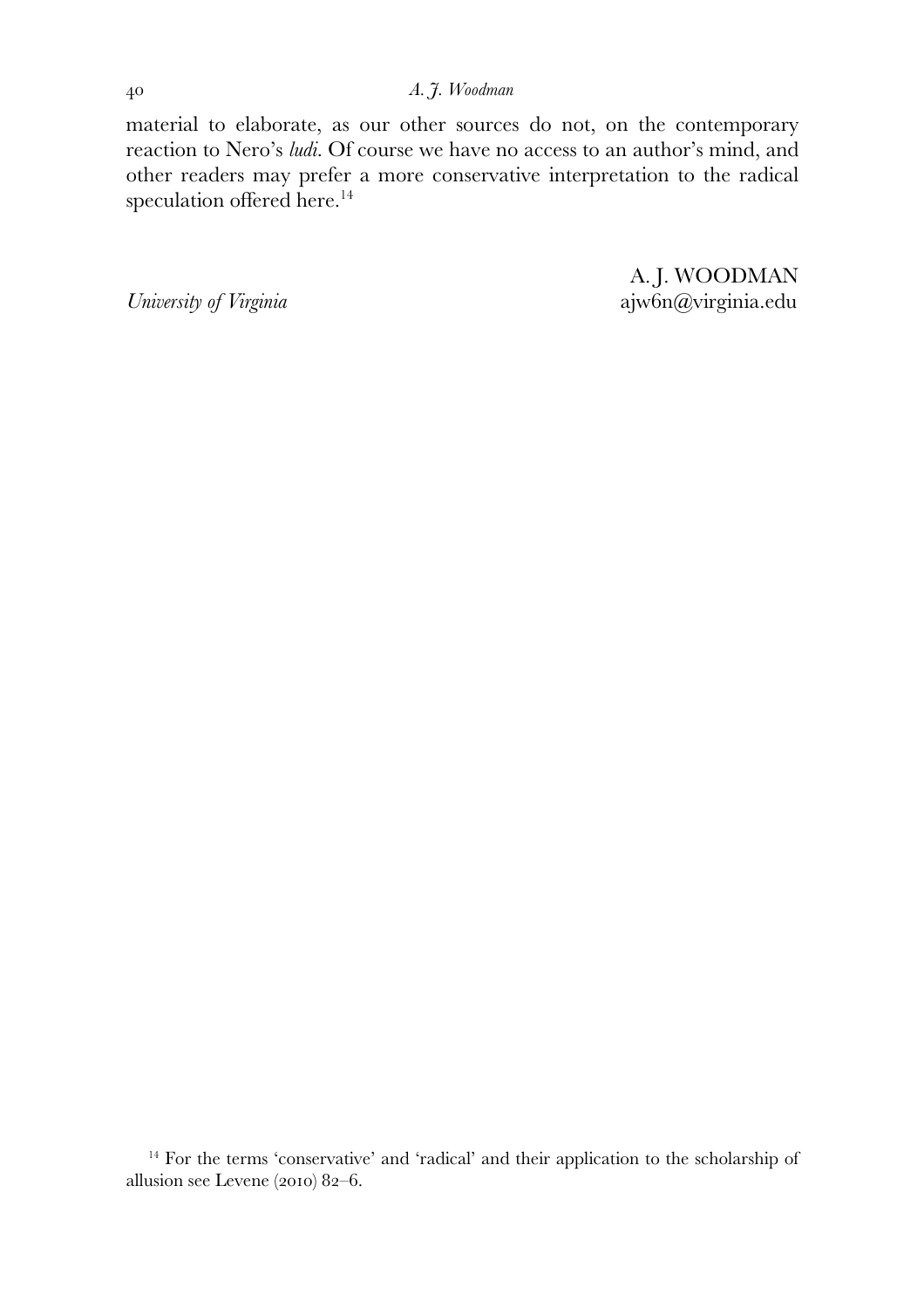material to elaborate, as our other sources do not, on the contemporary reaction to Nero's *ludi*. Of course we have no access to an author's mind, and other readers may prefer a more conservative interpretation to the radical speculation offered here.[14]

A. J. WOODMAN

*University of Virginia* ajw6n@virginia.edu

---

[14] For the terms 'conservative' and 'radical' and their application to the scholarship of allusion see Levene (2010) 82–6.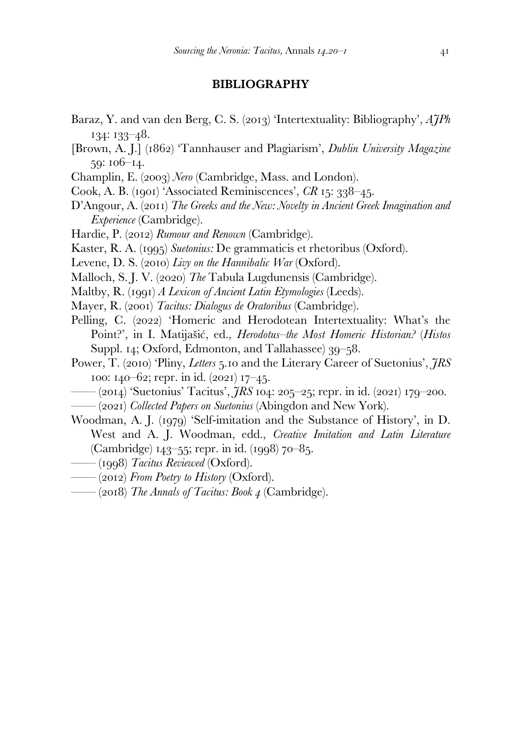## BIBLIOGRAPHY

Baraz, Y. and van den Berg, C. S. (2013) 'Intertextuality: Bibliography', *AJPh* 134: 133–48.

[Brown, A. J.] (1862) 'Tannhauser and Plagiarism', *Dublin University Magazine* 59: 106–14.

Champlin, E. (2003) *Nero* (Cambridge, Mass. and London).

Cook, A. B. (1901) 'Associated Reminiscences', *CR* 15: 338–45.

D'Angour, A. (2011) *The Greeks and the New: Novelty in Ancient Greek Imagination and Experience* (Cambridge).

Hardie, P. (2012) *Rumour and Renown* (Cambridge).

Kaster, R. A. (1995) *Suetonius:* De grammaticis et rhetoribus (Oxford).

Levene, D. S. (2010) *Livy on the Hannibalic War* (Oxford).

Malloch, S. J. V. (2020) *The* Tabula Lugdunensis (Cambridge).

Maltby, R. (1991) *A Lexicon of Ancient Latin Etymologies* (Leeds).

Mayer, R. (2001) *Tacitus: Dialogus de Oratoribus* (Cambridge).

Pelling, C. (2022) 'Homeric and Herodotean Intertextuality: What's the Point?', in I. Matijašić, ed., *Herodotus–the Most Homeric Historian?* (*Histos* Suppl. 14; Oxford, Edmonton, and Tallahassee) 39–58.

Power, T. (2010) 'Pliny, *Letters* 5.10 and the Literary Career of Suetonius', *JRS* 100: 140–62; repr. in id. (2021) 17–45.

—— (2014) 'Suetonius' Tacitus', *JRS* 104: 205–25; repr. in id. (2021) 179–200.

—— (2021) *Collected Papers on Suetonius* (Abingdon and New York).

Woodman, A. J. (1979) 'Self-imitation and the Substance of History', in D. West and A. J. Woodman, edd., *Creative Imitation and Latin Literature* (Cambridge) 143–55; repr. in id. (1998) 70–85.

—— (1998) *Tacitus Reviewed* (Oxford).

—— (2012) *From Poetry to History* (Oxford).

—— (2018) *The Annals of Tacitus: Book 4* (Cambridge).